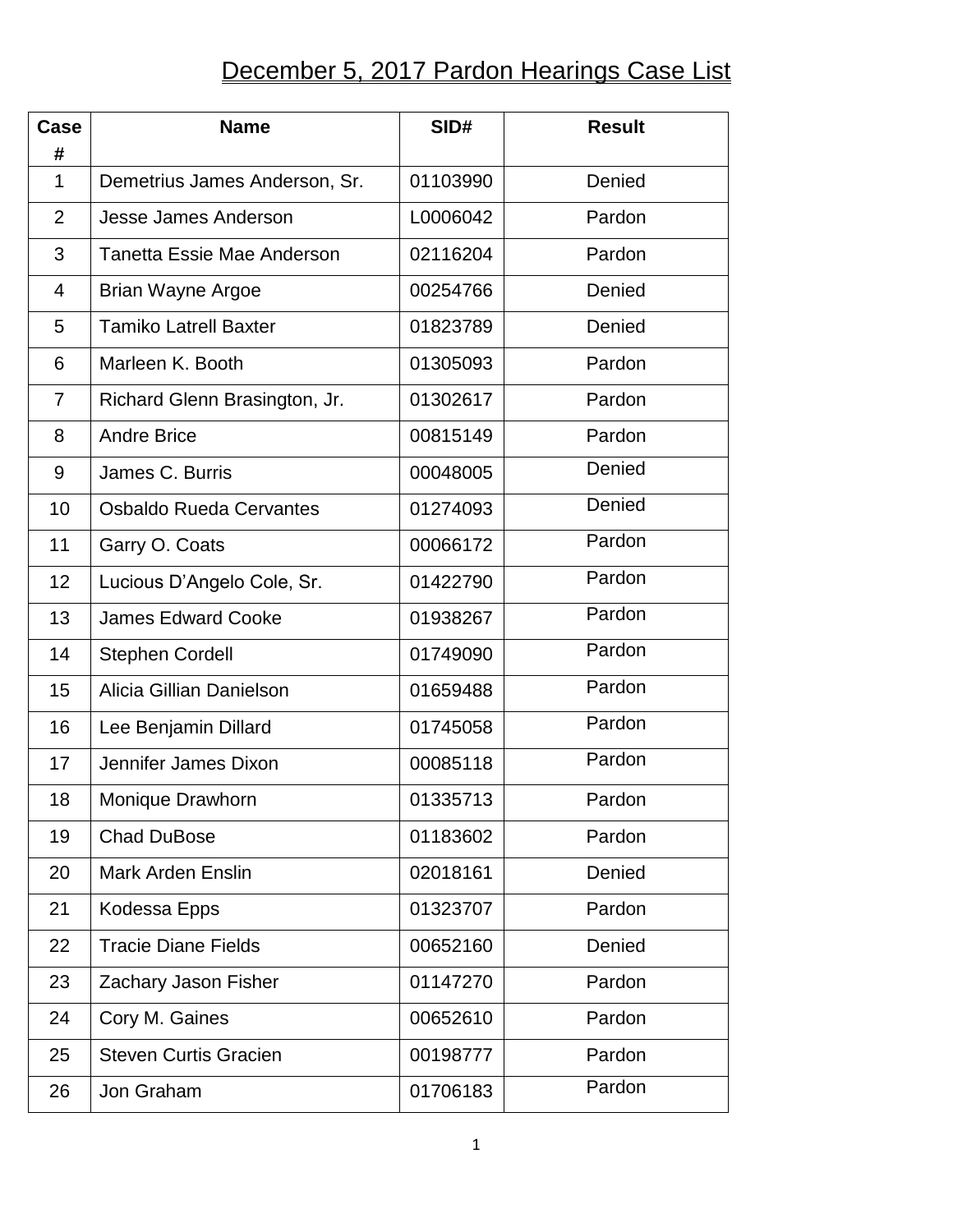# December 5, 2017 Pardon Hearings Case List

| Case # | Name | SID# | Result |
|---|---|---|---|
| 1 | Demetrius James Anderson, Sr. | 01103990 | Denied |
| 2 | Jesse James Anderson | L0006042 | Pardon |
| 3 | Tanetta Essie Mae Anderson | 02116204 | Pardon |
| 4 | Brian Wayne Argoe | 00254766 | Denied |
| 5 | Tamiko Latrell Baxter | 01823789 | Denied |
| 6 | Marleen K. Booth | 01305093 | Pardon |
| 7 | Richard Glenn Brasington, Jr. | 01302617 | Pardon |
| 8 | Andre Brice | 00815149 | Pardon |
| 9 | James C. Burris | 00048005 | Denied |
| 10 | Osbaldo Rueda Cervantes | 01274093 | Denied |
| 11 | Garry O. Coats | 00066172 | Pardon |
| 12 | Lucious D'Angelo Cole, Sr. | 01422790 | Pardon |
| 13 | James Edward Cooke | 01938267 | Pardon |
| 14 | Stephen Cordell | 01749090 | Pardon |
| 15 | Alicia Gillian Danielson | 01659488 | Pardon |
| 16 | Lee Benjamin Dillard | 01745058 | Pardon |
| 17 | Jennifer James Dixon | 00085118 | Pardon |
| 18 | Monique Drawhorn | 01335713 | Pardon |
| 19 | Chad DuBose | 01183602 | Pardon |
| 20 | Mark Arden Enslin | 02018161 | Denied |
| 21 | Kodessa Epps | 01323707 | Pardon |
| 22 | Tracie Diane Fields | 00652160 | Denied |
| 23 | Zachary Jason Fisher | 01147270 | Pardon |
| 24 | Cory M. Gaines | 00652610 | Pardon |
| 25 | Steven Curtis Gracien | 00198777 | Pardon |
| 26 | Jon Graham | 01706183 | Pardon |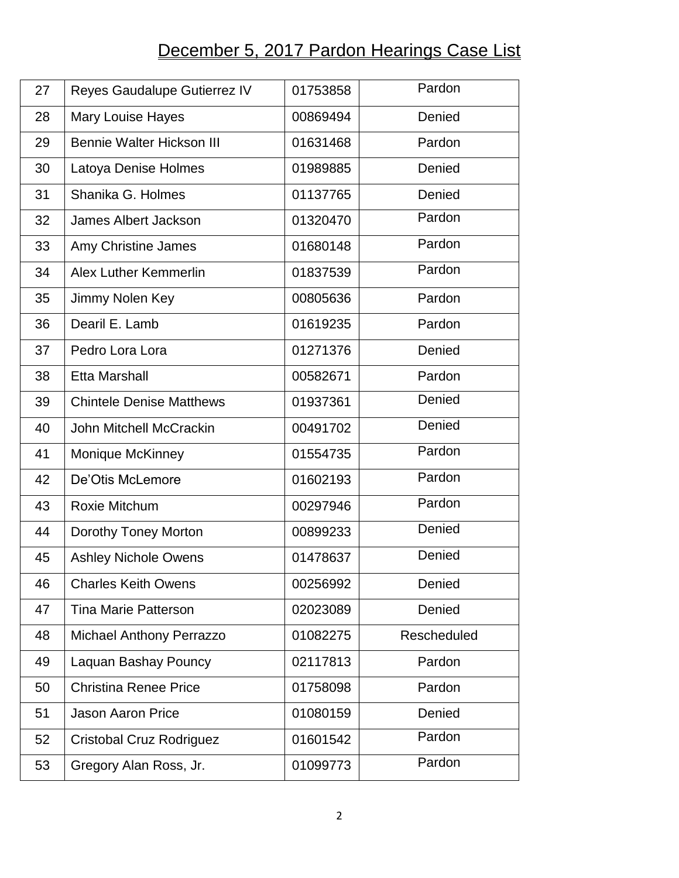# December 5, 2017 Pardon Hearings Case List

| | | | |
|---|---|---|---|
| 27 | Reyes Gaudalupe Gutierrez IV | 01753858 | Pardon |
| 28 | Mary Louise Hayes | 00869494 | Denied |
| 29 | Bennie Walter Hickson III | 01631468 | Pardon |
| 30 | Latoya Denise Holmes | 01989885 | Denied |
| 31 | Shanika G. Holmes | 01137765 | Denied |
| 32 | James Albert Jackson | 01320470 | Pardon |
| 33 | Amy Christine James | 01680148 | Pardon |
| 34 | Alex Luther Kemmerlin | 01837539 | Pardon |
| 35 | Jimmy Nolen Key | 00805636 | Pardon |
| 36 | Dearil E. Lamb | 01619235 | Pardon |
| 37 | Pedro Lora Lora | 01271376 | Denied |
| 38 | Etta Marshall | 00582671 | Pardon |
| 39 | Chintele Denise Matthews | 01937361 | Denied |
| 40 | John Mitchell McCrackin | 00491702 | Denied |
| 41 | Monique McKinney | 01554735 | Pardon |
| 42 | De'Otis McLemore | 01602193 | Pardon |
| 43 | Roxie Mitchum | 00297946 | Pardon |
| 44 | Dorothy Toney Morton | 00899233 | Denied |
| 45 | Ashley Nichole Owens | 01478637 | Denied |
| 46 | Charles Keith Owens | 00256992 | Denied |
| 47 | Tina Marie Patterson | 02023089 | Denied |
| 48 | Michael Anthony Perrazzo | 01082275 | Rescheduled |
| 49 | Laquan Bashay Pouncy | 02117813 | Pardon |
| 50 | Christina Renee Price | 01758098 | Pardon |
| 51 | Jason Aaron Price | 01080159 | Denied |
| 52 | Cristobal Cruz Rodriguez | 01601542 | Pardon |
| 53 | Gregory Alan Ross, Jr. | 01099773 | Pardon |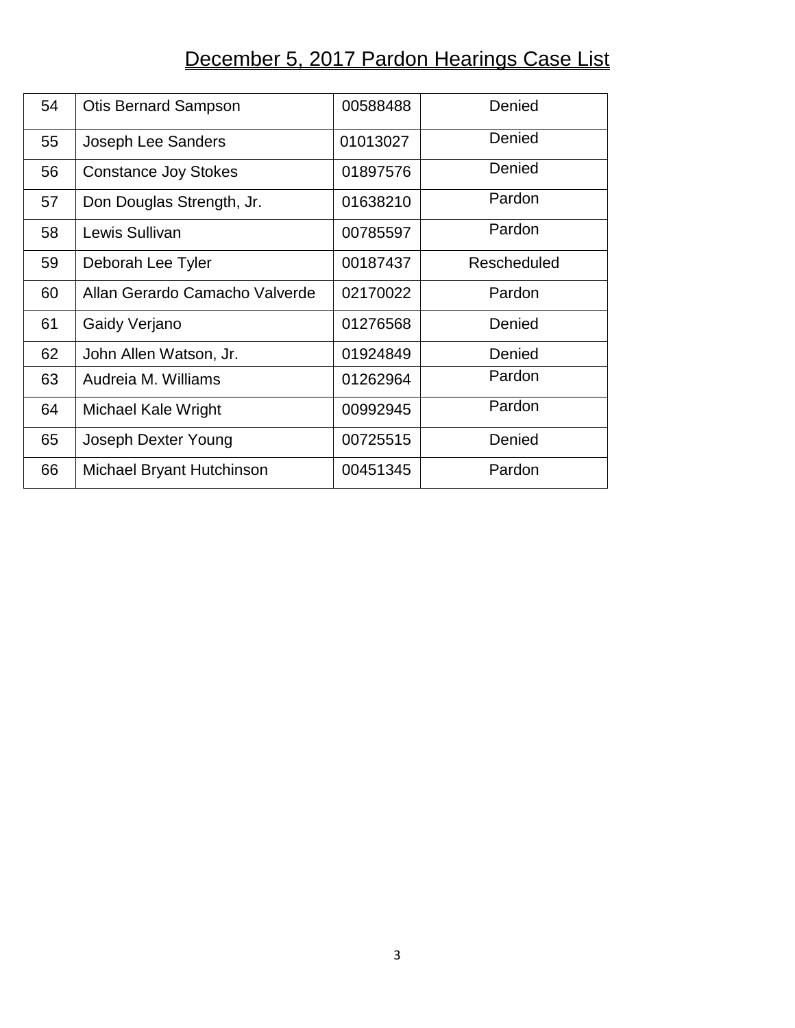# December 5, 2017 Pardon Hearings Case List

| | | | |
|---|---|---|---|
| 54 | Otis Bernard Sampson | 00588488 | Denied |
| 55 | Joseph Lee Sanders | 01013027 | Denied |
| 56 | Constance Joy Stokes | 01897576 | Denied |
| 57 | Don Douglas Strength, Jr. | 01638210 | Pardon |
| 58 | Lewis Sullivan | 00785597 | Pardon |
| 59 | Deborah Lee Tyler | 00187437 | Rescheduled |
| 60 | Allan Gerardo Camacho Valverde | 02170022 | Pardon |
| 61 | Gaidy Verjano | 01276568 | Denied |
| 62 | John Allen Watson, Jr. | 01924849 | Denied |
| 63 | Audreia M. Williams | 01262964 | Pardon |
| 64 | Michael Kale Wright | 00992945 | Pardon |
| 65 | Joseph Dexter Young | 00725515 | Denied |
| 66 | Michael Bryant Hutchinson | 00451345 | Pardon |